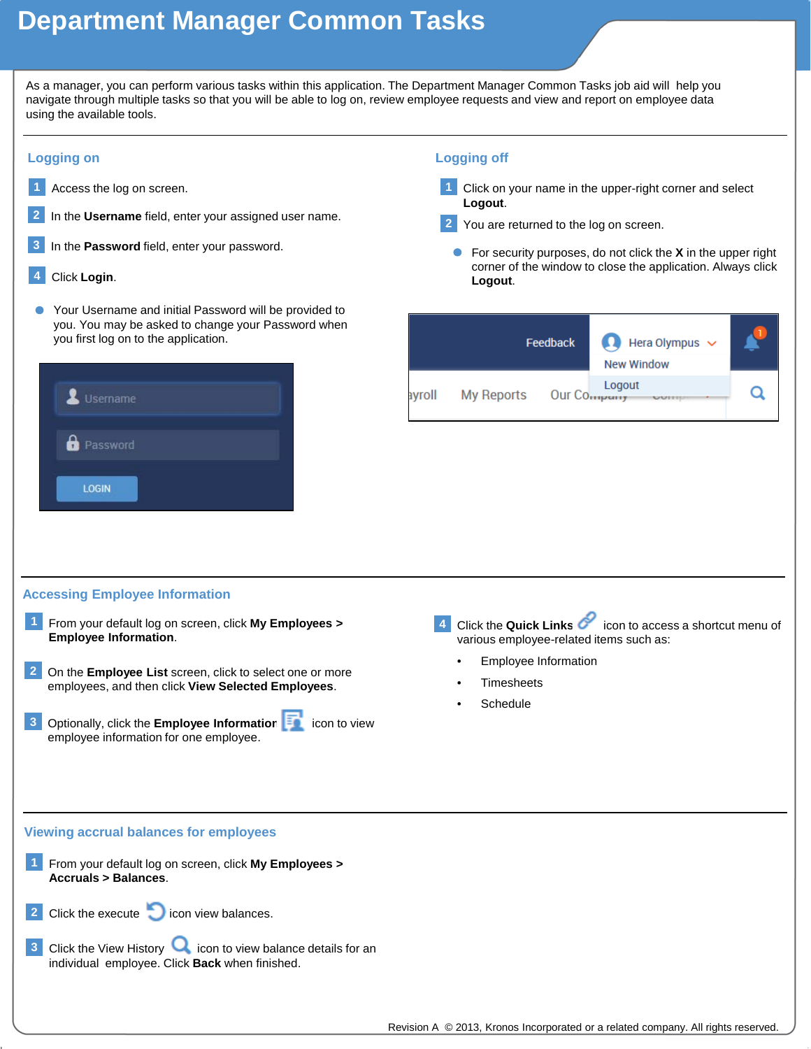# Department Manager Common Tasks

As a manager, you can perform various tasks within this application. The Department Manager Common Tasks job aid will help you navigate through multiple tasks so that you will be able to log on, review employee requests and view and report on employee data using the available tools.

## Logging on

1. Access the log on screen.
2. In the **Username** field, enter your assigned user name.
3. In the **Password** field, enter your password.
4. Click **Login**.

- Your Username and initial Password will be provided to you. You may be asked to change your Password when you first log on to the application.

## Logging off

1. Click on your name in the upper-right corner and select **Logout**.
2. You are returned to the log on screen.

- For security purposes, do not click the **X** in the upper right corner of the window to close the application. Always click **Logout**.

## Accessing Employee Information

1. From your default log on screen, click **My Employees > Employee Information**.
2. On the **Employee List** screen, click to select one or more employees, and then click **View Selected Employees**.
3. Optionally, click the **Employee Information** icon to view employee information for one employee.
4. Click the **Quick Links** icon to access a shortcut menu of various employee-related items such as:
   - Employee Information
   - Timesheets
   - Schedule

## Viewing accrual balances for employees

1. From your default log on screen, click **My Employees > Accruals > Balances**.
2. Click the execute icon view balances.
3. Click the View History icon to view balance details for an individual employee. Click **Back** when finished.

Revision A © 2013, Kronos Incorporated or a related company. All rights reserved.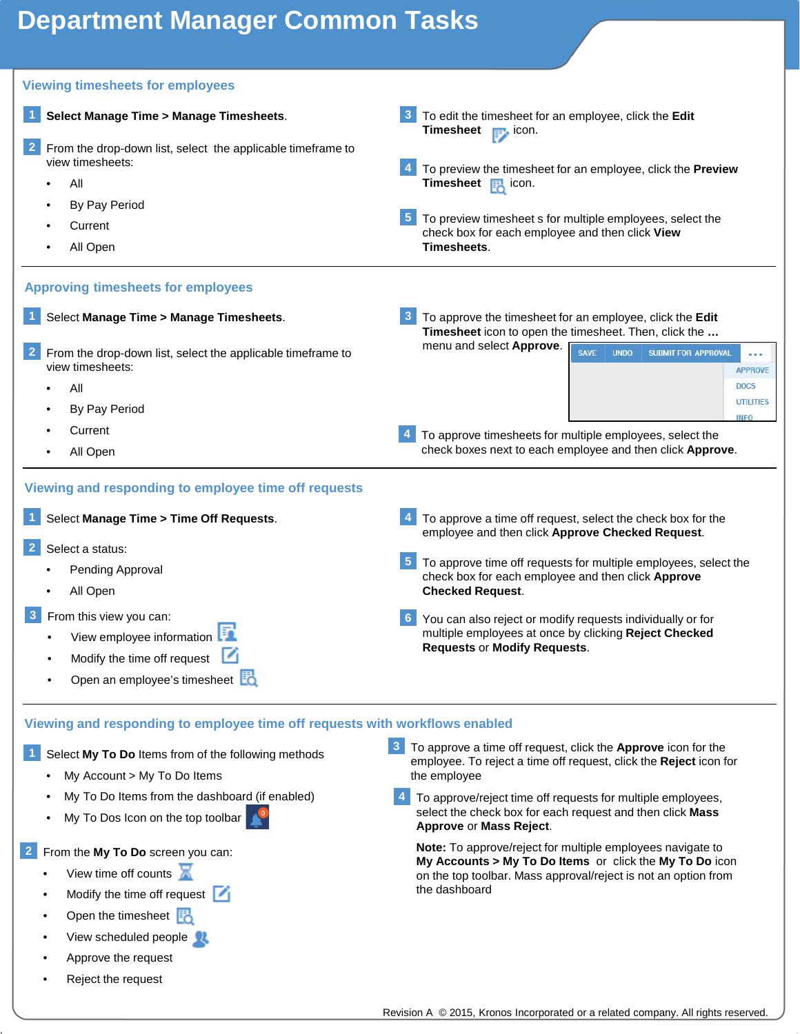# Department Manager Common Tasks

## Viewing timesheets for employees

1. Select **Manage Time > Manage Timesheets**.
2. From the drop-down list, select the applicable timeframe to view timesheets:
   - All
   - By Pay Period
   - Current
   - All Open
3. To edit the timesheet for an employee, click the **Edit Timesheet** icon.
4. To preview the timesheet for an employee, click the **Preview Timesheet** icon.
5. To preview timesheet s for multiple employees, select the check box for each employee and then click **View Timesheets**.

## Approving timesheets for employees

1. Select **Manage Time > Manage Timesheets**.
2. From the drop-down list, select the applicable timeframe to view timesheets:
   - All
   - By Pay Period
   - Current
   - All Open
3. To approve the timesheet for an employee, click the **Edit Timesheet** icon to open the timesheet. Then, click the **…** menu and select **Approve**.

   SAVE | UNDO | SUBMIT FOR APPROVAL | ...
   APPROVE
   DOCS
   UTILITIES
   INFO

4. To approve timesheets for multiple employees, select the check boxes next to each employee and then click **Approve**.

## Viewing and responding to employee time off requests

1. Select **Manage Time > Time Off Requests**.
2. Select a status:
   - Pending Approval
   - All Open
3. From this view you can:
   - View employee information
   - Modify the time off request
   - Open an employee's timesheet
4. To approve a time off request, select the check box for the employee and then click **Approve Checked Request**.
5. To approve time off requests for multiple employees, select the check box for each employee and then click **Approve Checked Request**.
6. You can also reject or modify requests individually or for multiple employees at once by clicking **Reject Checked Requests** or **Modify Requests**.

## Viewing and responding to employee time off requests with workflows enabled

1. Select **My To Do** Items from of the following methods
   - My Account > My To Do Items
   - My To Do Items from the dashboard (if enabled)
   - My To Dos Icon on the top toolbar
2. From the **My To Do** screen you can:
   - View time off counts
   - Modify the time off request
   - Open the timesheet
   - View scheduled people
   - Approve the request
   - Reject the request
3. To approve a time off request, click the **Approve** icon for the employee. To reject a time off request, click the **Reject** icon for the employee
4. To approve/reject time off requests for multiple employees, select the check box for each request and click **Mass Approve** or **Mass Reject**.

   **Note:** To approve/reject for multiple employees navigate to **My Accounts > My To Do Items** or click the **My To Do** icon on the top toolbar. Mass approval/reject is not an option from the dashboard

Revision A © 2015, Kronos Incorporated or a related company. All rights reserved.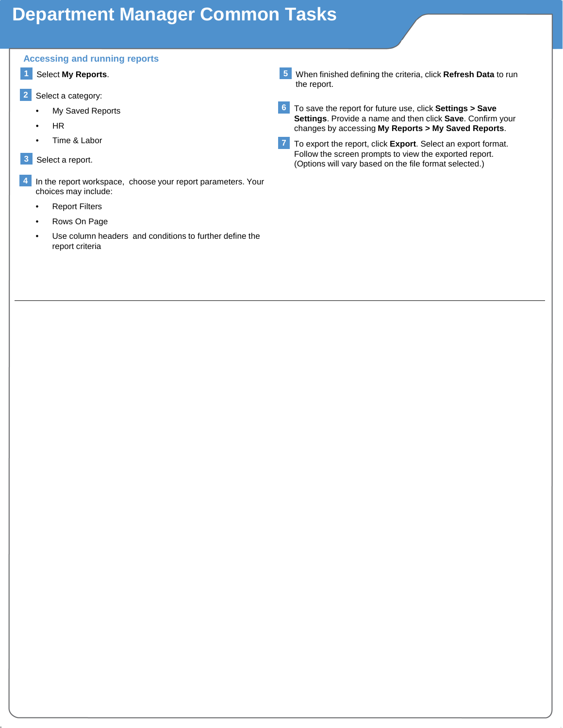# Department Manager Common Tasks

## Accessing and running reports

1. Select **My Reports**.
2. Select a category:
   - My Saved Reports
   - HR
   - Time & Labor
3. Select a report.
4. In the report workspace, choose your report parameters. Your choices may include:
   - Report Filters
   - Rows On Page
   - Use column headers and conditions to further define the report criteria
5. When finished defining the criteria, click **Refresh Data** to run the report.
6. To save the report for future use, click **Settings > Save Settings**. Provide a name and then click **Save**. Confirm your changes by accessing **My Reports > My Saved Reports**.
7. To export the report, click **Export**. Select an export format. Follow the screen prompts to view the exported report. (Options will vary based on the file format selected.)